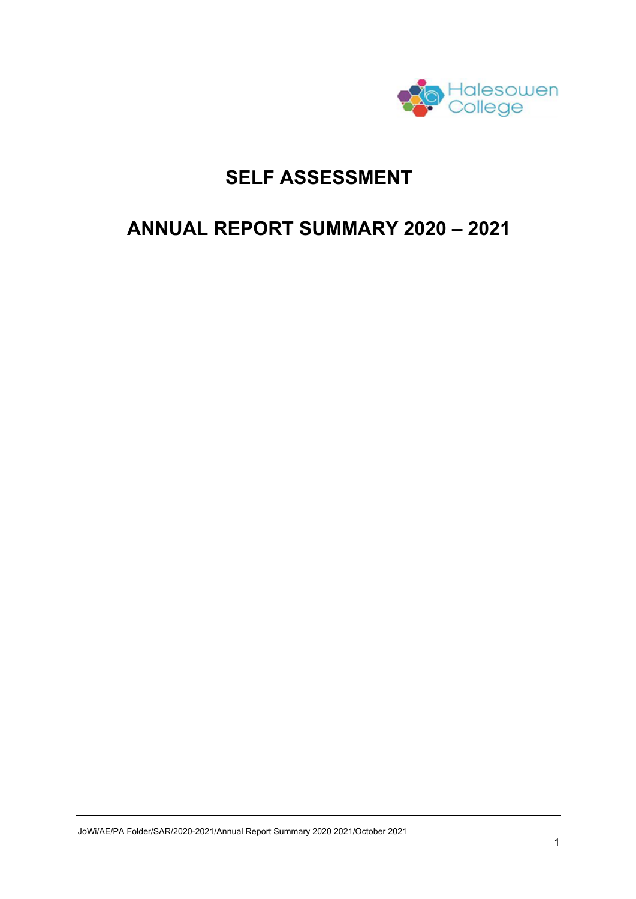# SELF ASSESSMENT

# ANNUAL REPORT SUMMARY 2020 – 2021

JoWi/AE/PA Folder/SAR/2020-2021/Annual Report Summary 2020 2021/October 2021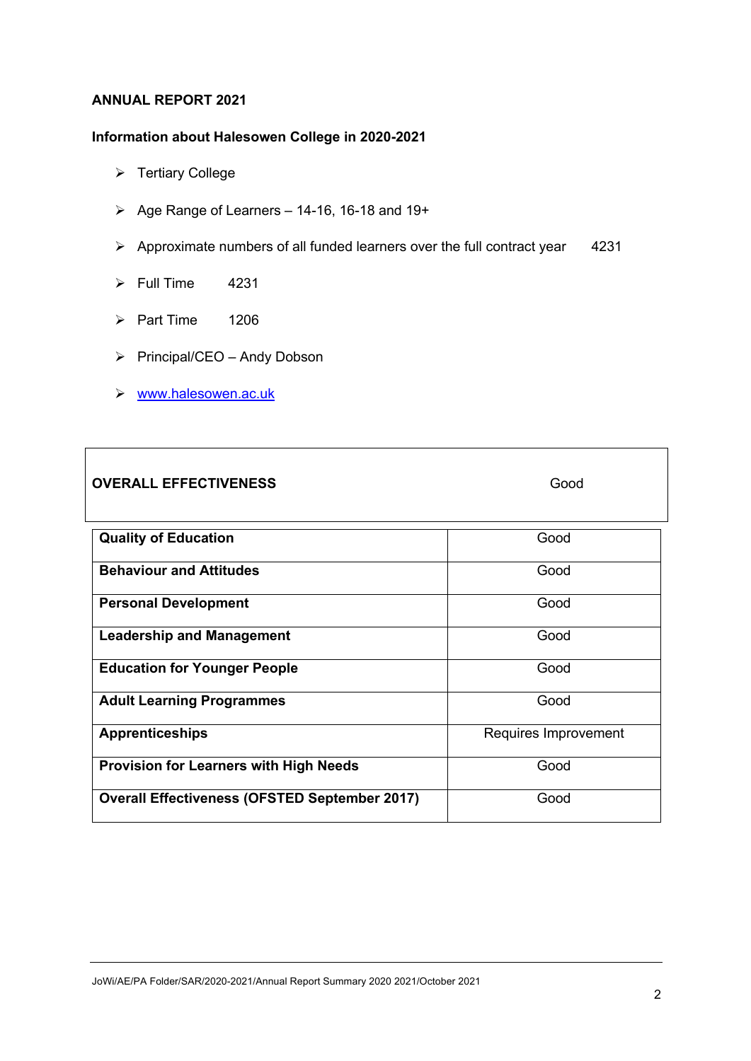**ANNUAL REPORT 2021**

**Information about Halesowen College in 2020-2021**

- Tertiary College
- Age Range of Learners – 14-16, 16-18 and 19+
- Approximate numbers of all funded learners over the full contract year 4231
- Full Time 4231
- Part Time 1206
- Principal/CEO – Andy Dobson
- [www.halesowen.ac.uk](http://www.halesowen.ac.uk)

| **OVERALL EFFECTIVENESS** | Good |
|---|---|
| **Quality of Education** | Good |
| **Behaviour and Attitudes** | Good |
| **Personal Development** | Good |
| **Leadership and Management** | Good |
| **Education for Younger People** | Good |
| **Adult Learning Programmes** | Good |
| **Apprenticeships** | Requires Improvement |
| **Provision for Learners with High Needs** | Good |
| **Overall Effectiveness (OFSTED September 2017)** | Good |

JoWi/AE/PA Folder/SAR/2020-2021/Annual Report Summary 2020 2021/October 2021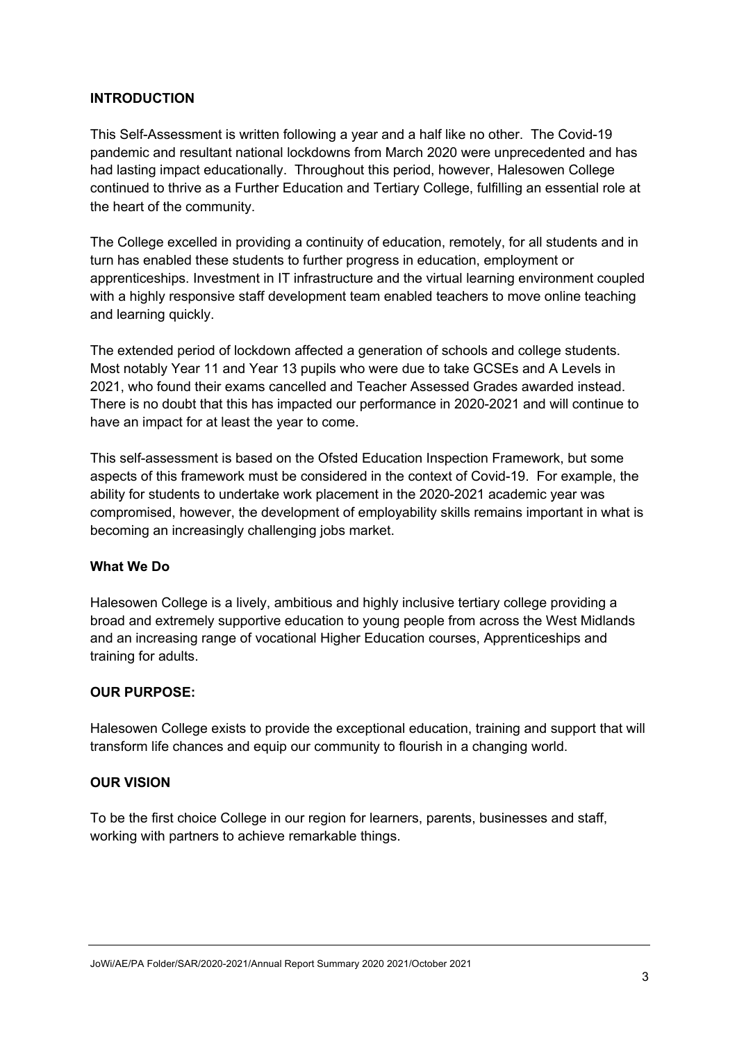## INTRODUCTION

This Self-Assessment is written following a year and a half like no other. The Covid-19 pandemic and resultant national lockdowns from March 2020 were unprecedented and has had lasting impact educationally. Throughout this period, however, Halesowen College continued to thrive as a Further Education and Tertiary College, fulfilling an essential role at the heart of the community.

The College excelled in providing a continuity of education, remotely, for all students and in turn has enabled these students to further progress in education, employment or apprenticeships. Investment in IT infrastructure and the virtual learning environment coupled with a highly responsive staff development team enabled teachers to move online teaching and learning quickly.

The extended period of lockdown affected a generation of schools and college students. Most notably Year 11 and Year 13 pupils who were due to take GCSEs and A Levels in 2021, who found their exams cancelled and Teacher Assessed Grades awarded instead. There is no doubt that this has impacted our performance in 2020-2021 and will continue to have an impact for at least the year to come.

This self-assessment is based on the Ofsted Education Inspection Framework, but some aspects of this framework must be considered in the context of Covid-19. For example, the ability for students to undertake work placement in the 2020-2021 academic year was compromised, however, the development of employability skills remains important in what is becoming an increasingly challenging jobs market.

### What We Do

Halesowen College is a lively, ambitious and highly inclusive tertiary college providing a broad and extremely supportive education to young people from across the West Midlands and an increasing range of vocational Higher Education courses, Apprenticeships and training for adults.

### OUR PURPOSE:

Halesowen College exists to provide the exceptional education, training and support that will transform life chances and equip our community to flourish in a changing world.

### OUR VISION

To be the first choice College in our region for learners, parents, businesses and staff, working with partners to achieve remarkable things.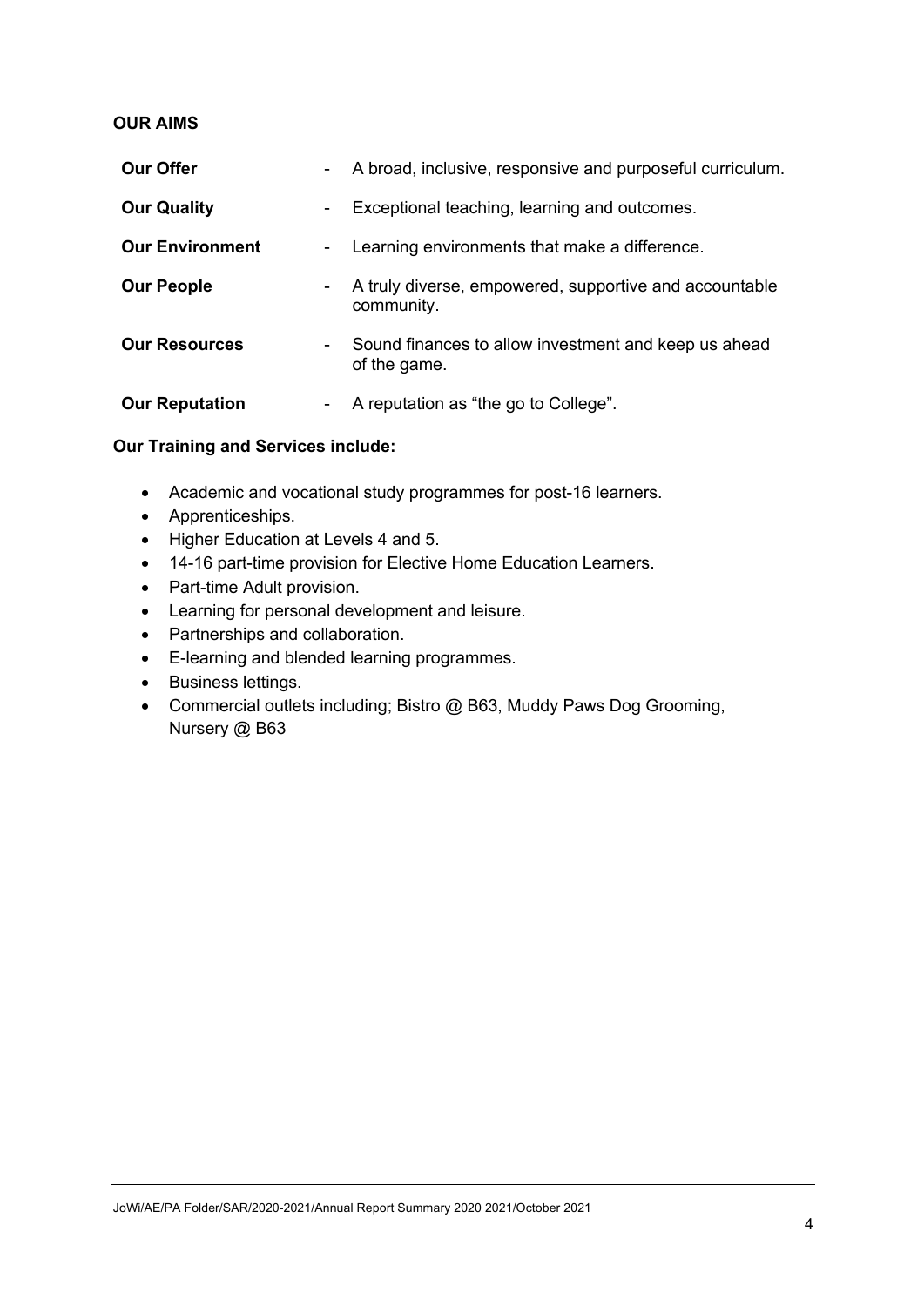**OUR AIMS**

| | | |
|---|---|---|
| **Our Offer** | - | A broad, inclusive, responsive and purposeful curriculum. |
| **Our Quality** | - | Exceptional teaching, learning and outcomes. |
| **Our Environment** | - | Learning environments that make a difference. |
| **Our People** | - | A truly diverse, empowered, supportive and accountable community. |
| **Our Resources** | - | Sound finances to allow investment and keep us ahead of the game. |
| **Our Reputation** | - | A reputation as "the go to College". |

**Our Training and Services include:**

- Academic and vocational study programmes for post-16 learners.
- Apprenticeships.
- Higher Education at Levels 4 and 5.
- 14-16 part-time provision for Elective Home Education Learners.
- Part-time Adult provision.
- Learning for personal development and leisure.
- Partnerships and collaboration.
- E-learning and blended learning programmes.
- Business lettings.
- Commercial outlets including; Bistro @ B63, Muddy Paws Dog Grooming, Nursery @ B63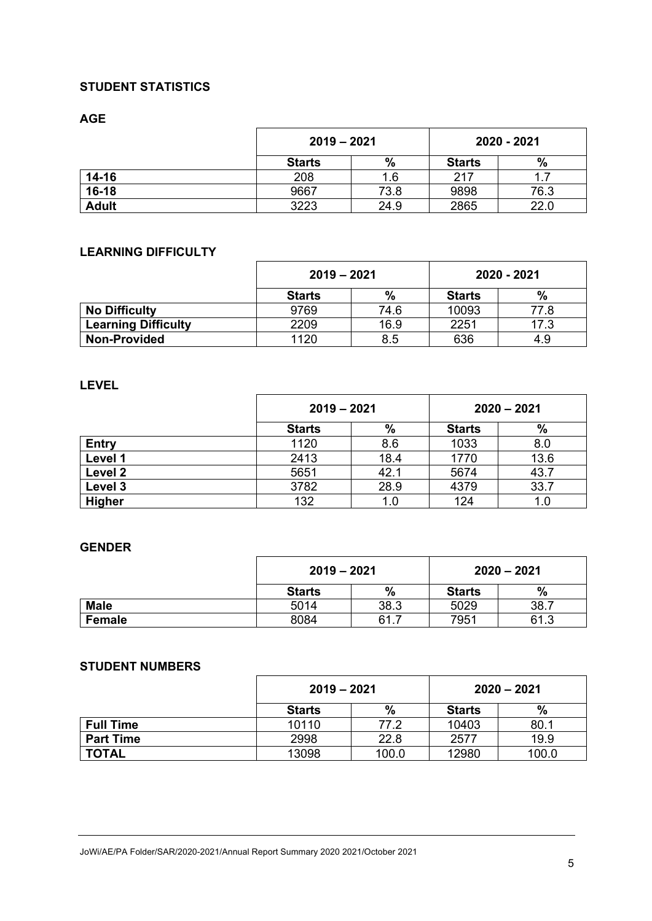## STUDENT STATISTICS

### AGE

| | 2019 – 2021 | | 2020 - 2021 | |
|---|---|---|---|---|
| | **Starts** | **%** | **Starts** | **%** |
| **14-16** | 208 | 1.6 | 217 | 1.7 |
| **16-18** | 9667 | 73.8 | 9898 | 76.3 |
| **Adult** | 3223 | 24.9 | 2865 | 22.0 |

### LEARNING DIFFICULTY

| | 2019 – 2021 | | 2020 - 2021 | |
|---|---|---|---|---|
| | **Starts** | **%** | **Starts** | **%** |
| **No Difficulty** | 9769 | 74.6 | 10093 | 77.8 |
| **Learning Difficulty** | 2209 | 16.9 | 2251 | 17.3 |
| **Non-Provided** | 1120 | 8.5 | 636 | 4.9 |

### LEVEL

| | 2019 – 2021 | | 2020 – 2021 | |
|---|---|---|---|---|
| | **Starts** | **%** | **Starts** | **%** |
| **Entry** | 1120 | 8.6 | 1033 | 8.0 |
| **Level 1** | 2413 | 18.4 | 1770 | 13.6 |
| **Level 2** | 5651 | 42.1 | 5674 | 43.7 |
| **Level 3** | 3782 | 28.9 | 4379 | 33.7 |
| **Higher** | 132 | 1.0 | 124 | 1.0 |

### GENDER

| | 2019 – 2021 | | 2020 – 2021 | |
|---|---|---|---|---|
| | **Starts** | **%** | **Starts** | **%** |
| **Male** | 5014 | 38.3 | 5029 | 38.7 |
| **Female** | 8084 | 61.7 | 7951 | 61.3 |

### STUDENT NUMBERS

| | 2019 – 2021 | | 2020 – 2021 | |
|---|---|---|---|---|
| | **Starts** | **%** | **Starts** | **%** |
| **Full Time** | 10110 | 77.2 | 10403 | 80.1 |
| **Part Time** | 2998 | 22.8 | 2577 | 19.9 |
| **TOTAL** | 13098 | 100.0 | 12980 | 100.0 |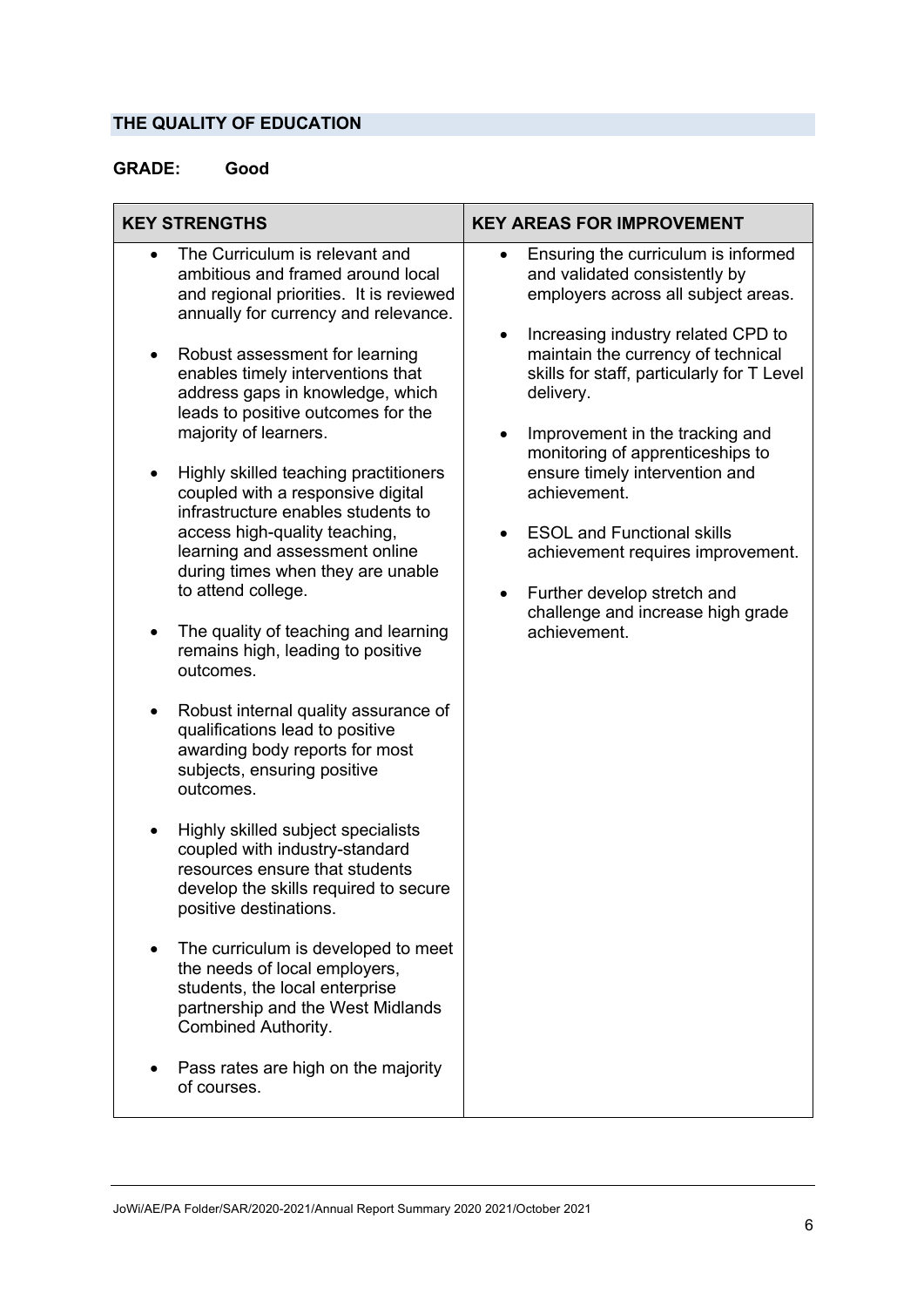## THE QUALITY OF EDUCATION

**GRADE: Good**

| KEY STRENGTHS | KEY AREAS FOR IMPROVEMENT |
|---|---|
| • The Curriculum is relevant and ambitious and framed around local and regional priorities. It is reviewed annually for currency and relevance.<br><br>• Robust assessment for learning enables timely interventions that address gaps in knowledge, which leads to positive outcomes for the majority of learners.<br><br>• Highly skilled teaching practitioners coupled with a responsive digital infrastructure enables students to access high-quality teaching, learning and assessment online during times when they are unable to attend college.<br><br>• The quality of teaching and learning remains high, leading to positive outcomes.<br><br>• Robust internal quality assurance of qualifications lead to positive awarding body reports for most subjects, ensuring positive outcomes.<br><br>• Highly skilled subject specialists coupled with industry-standard resources ensure that students develop the skills required to secure positive destinations.<br><br>• The curriculum is developed to meet the needs of local employers, students, the local enterprise partnership and the West Midlands Combined Authority.<br><br>• Pass rates are high on the majority of courses. | • Ensuring the curriculum is informed and validated consistently by employers across all subject areas.<br><br>• Increasing industry related CPD to maintain the currency of technical skills for staff, particularly for T Level delivery.<br><br>• Improvement in the tracking and monitoring of apprenticeships to ensure timely intervention and achievement.<br><br>• ESOL and Functional skills achievement requires improvement.<br><br>• Further develop stretch and challenge and increase high grade achievement. |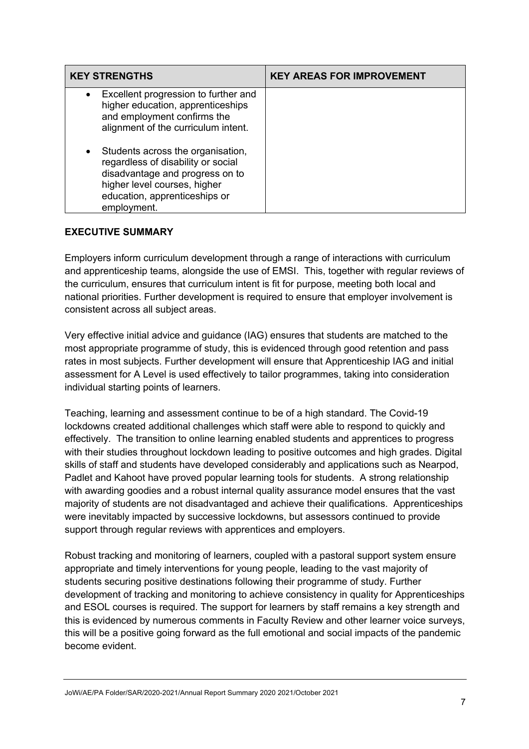| KEY STRENGTHS | KEY AREAS FOR IMPROVEMENT |
|---|---|
| • Excellent progression to further and higher education, apprenticeships and employment confirms the alignment of the curriculum intent.<br><br>• Students across the organisation, regardless of disability or social disadvantage and progress on to higher level courses, higher education, apprenticeships or employment. | |

**EXECUTIVE SUMMARY**

Employers inform curriculum development through a range of interactions with curriculum and apprenticeship teams, alongside the use of EMSI. This, together with regular reviews of the curriculum, ensures that curriculum intent is fit for purpose, meeting both local and national priorities. Further development is required to ensure that employer involvement is consistent across all subject areas.

Very effective initial advice and guidance (IAG) ensures that students are matched to the most appropriate programme of study, this is evidenced through good retention and pass rates in most subjects. Further development will ensure that Apprenticeship IAG and initial assessment for A Level is used effectively to tailor programmes, taking into consideration individual starting points of learners.

Teaching, learning and assessment continue to be of a high standard. The Covid-19 lockdowns created additional challenges which staff were able to respond to quickly and effectively. The transition to online learning enabled students and apprentices to progress with their studies throughout lockdown leading to positive outcomes and high grades. Digital skills of staff and students have developed considerably and applications such as Nearpod, Padlet and Kahoot have proved popular learning tools for students. A strong relationship with awarding goodies and a robust internal quality assurance model ensures that the vast majority of students are not disadvantaged and achieve their qualifications. Apprenticeships were inevitably impacted by successive lockdowns, but assessors continued to provide support through regular reviews with apprentices and employers.

Robust tracking and monitoring of learners, coupled with a pastoral support system ensure appropriate and timely interventions for young people, leading to the vast majority of students securing positive destinations following their programme of study. Further development of tracking and monitoring to achieve consistency in quality for Apprenticeships and ESOL courses is required. The support for learners by staff remains a key strength and this is evidenced by numerous comments in Faculty Review and other learner voice surveys, this will be a positive going forward as the full emotional and social impacts of the pandemic become evident.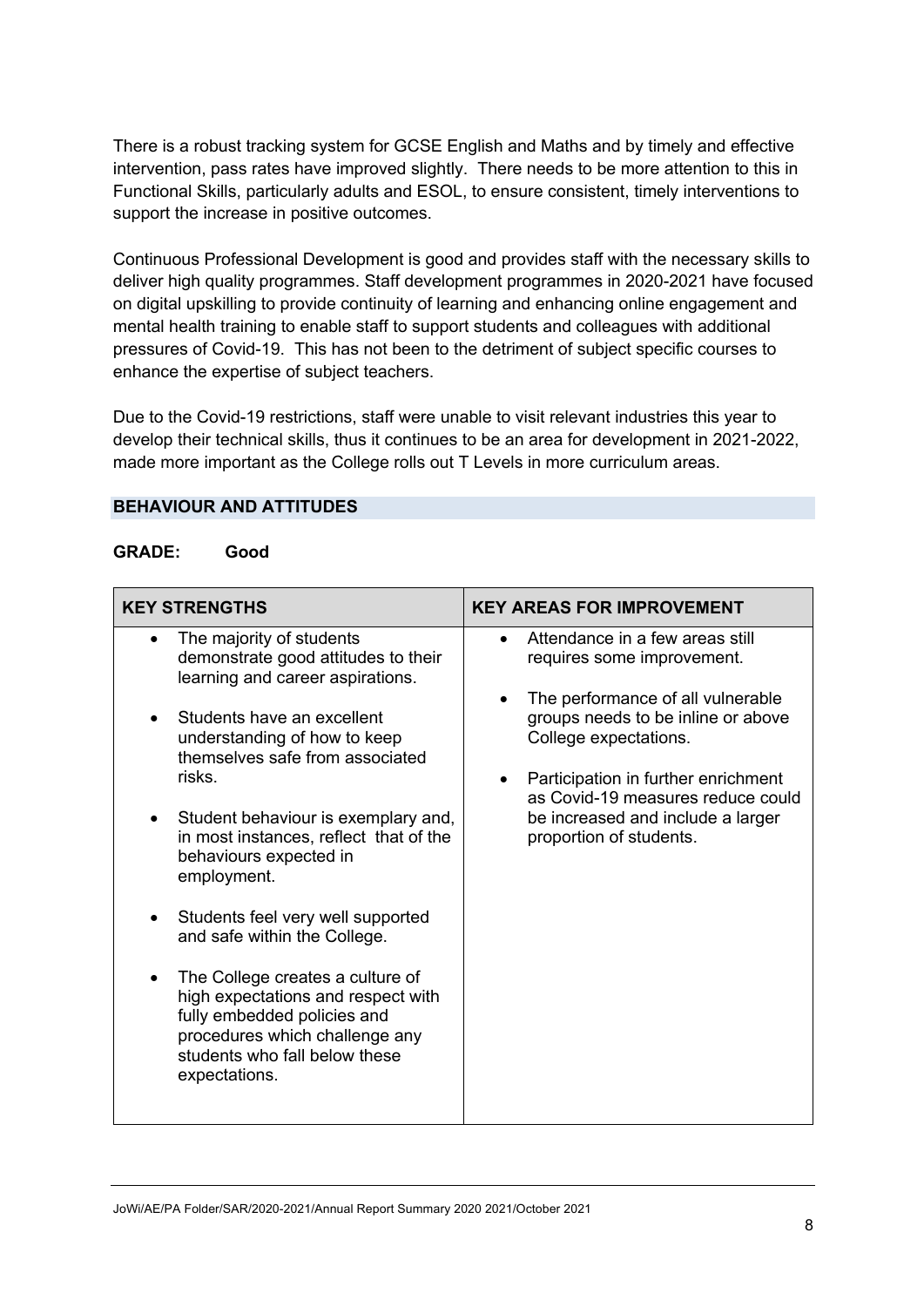There is a robust tracking system for GCSE English and Maths and by timely and effective intervention, pass rates have improved slightly. There needs to be more attention to this in Functional Skills, particularly adults and ESOL, to ensure consistent, timely interventions to support the increase in positive outcomes.

Continuous Professional Development is good and provides staff with the necessary skills to deliver high quality programmes. Staff development programmes in 2020-2021 have focused on digital upskilling to provide continuity of learning and enhancing online engagement and mental health training to enable staff to support students and colleagues with additional pressures of Covid-19. This has not been to the detriment of subject specific courses to enhance the expertise of subject teachers.

Due to the Covid-19 restrictions, staff were unable to visit relevant industries this year to develop their technical skills, thus it continues to be an area for development in 2021-2022, made more important as the College rolls out T Levels in more curriculum areas.

## BEHAVIOUR AND ATTITUDES

**GRADE: Good**

| KEY STRENGTHS | KEY AREAS FOR IMPROVEMENT |
|---|---|
| • The majority of students demonstrate good attitudes to their learning and career aspirations.<br><br>• Students have an excellent understanding of how to keep themselves safe from associated risks.<br><br>• Student behaviour is exemplary and, in most instances, reflect that of the behaviours expected in employment.<br><br>• Students feel very well supported and safe within the College.<br><br>• The College creates a culture of high expectations and respect with fully embedded policies and procedures which challenge any students who fall below these expectations. | • Attendance in a few areas still requires some improvement.<br><br>• The performance of all vulnerable groups needs to be inline or above College expectations.<br><br>• Participation in further enrichment as Covid-19 measures reduce could be increased and include a larger proportion of students. |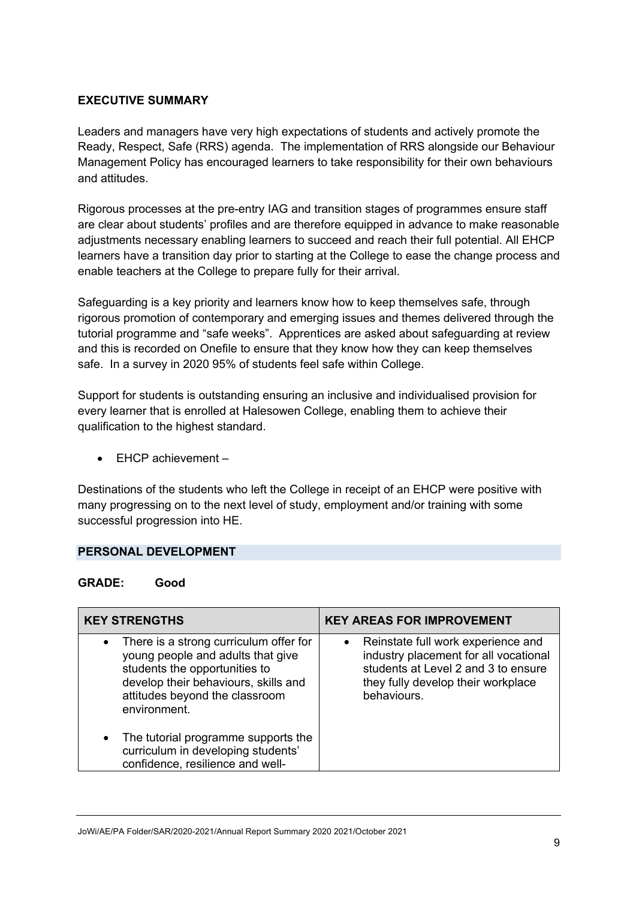**EXECUTIVE SUMMARY**

Leaders and managers have very high expectations of students and actively promote the Ready, Respect, Safe (RRS) agenda. The implementation of RRS alongside our Behaviour Management Policy has encouraged learners to take responsibility for their own behaviours and attitudes.

Rigorous processes at the pre-entry IAG and transition stages of programmes ensure staff are clear about students' profiles and are therefore equipped in advance to make reasonable adjustments necessary enabling learners to succeed and reach their full potential. All EHCP learners have a transition day prior to starting at the College to ease the change process and enable teachers at the College to prepare fully for their arrival.

Safeguarding is a key priority and learners know how to keep themselves safe, through rigorous promotion of contemporary and emerging issues and themes delivered through the tutorial programme and "safe weeks". Apprentices are asked about safeguarding at review and this is recorded on Onefile to ensure that they know how they can keep themselves safe. In a survey in 2020 95% of students feel safe within College.

Support for students is outstanding ensuring an inclusive and individualised provision for every learner that is enrolled at Halesowen College, enabling them to achieve their qualification to the highest standard.

- EHCP achievement –

Destinations of the students who left the College in receipt of an EHCP were positive with many progressing on to the next level of study, employment and/or training with some successful progression into HE.

## PERSONAL DEVELOPMENT

**GRADE: Good**

| KEY STRENGTHS | KEY AREAS FOR IMPROVEMENT |
| --- | --- |
| • There is a strong curriculum offer for young people and adults that give students the opportunities to develop their behaviours, skills and attitudes beyond the classroom environment.<br><br>• The tutorial programme supports the curriculum in developing students' confidence, resilience and well- | • Reinstate full work experience and industry placement for all vocational students at Level 2 and 3 to ensure they fully develop their workplace behaviours. |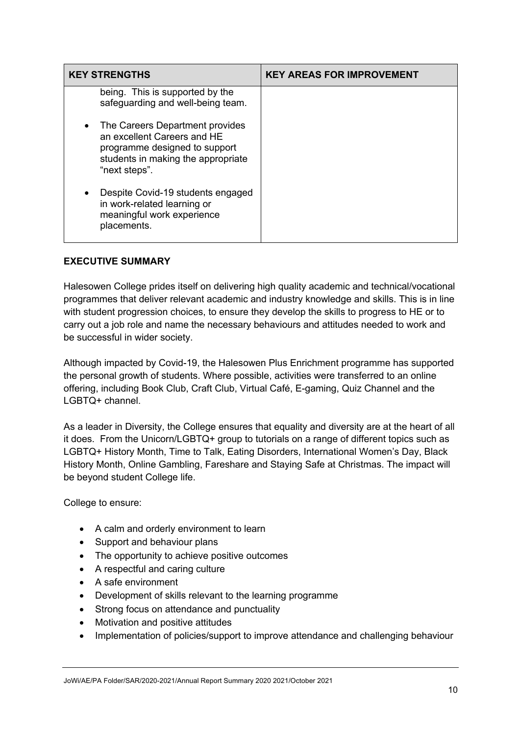| KEY STRENGTHS | KEY AREAS FOR IMPROVEMENT |
| --- | --- |
| being. This is supported by the safeguarding and well-being team.<br><br>• The Careers Department provides an excellent Careers and HE programme designed to support students in making the appropriate "next steps".<br><br>• Despite Covid-19 students engaged in work-related learning or meaningful work experience placements. | |

**EXECUTIVE SUMMARY**

Halesowen College prides itself on delivering high quality academic and technical/vocational programmes that deliver relevant academic and industry knowledge and skills. This is in line with student progression choices, to ensure they develop the skills to progress to HE or to carry out a job role and name the necessary behaviours and attitudes needed to work and be successful in wider society.

Although impacted by Covid-19, the Halesowen Plus Enrichment programme has supported the personal growth of students. Where possible, activities were transferred to an online offering, including Book Club, Craft Club, Virtual Café, E-gaming, Quiz Channel and the LGBTQ+ channel.

As a leader in Diversity, the College ensures that equality and diversity are at the heart of all it does. From the Unicorn/LGBTQ+ group to tutorials on a range of different topics such as LGBTQ+ History Month, Time to Talk, Eating Disorders, International Women's Day, Black History Month, Online Gambling, Fareshare and Staying Safe at Christmas. The impact will be beyond student College life.

College to ensure:

- A calm and orderly environment to learn
- Support and behaviour plans
- The opportunity to achieve positive outcomes
- A respectful and caring culture
- A safe environment
- Development of skills relevant to the learning programme
- Strong focus on attendance and punctuality
- Motivation and positive attitudes
- Implementation of policies/support to improve attendance and challenging behaviour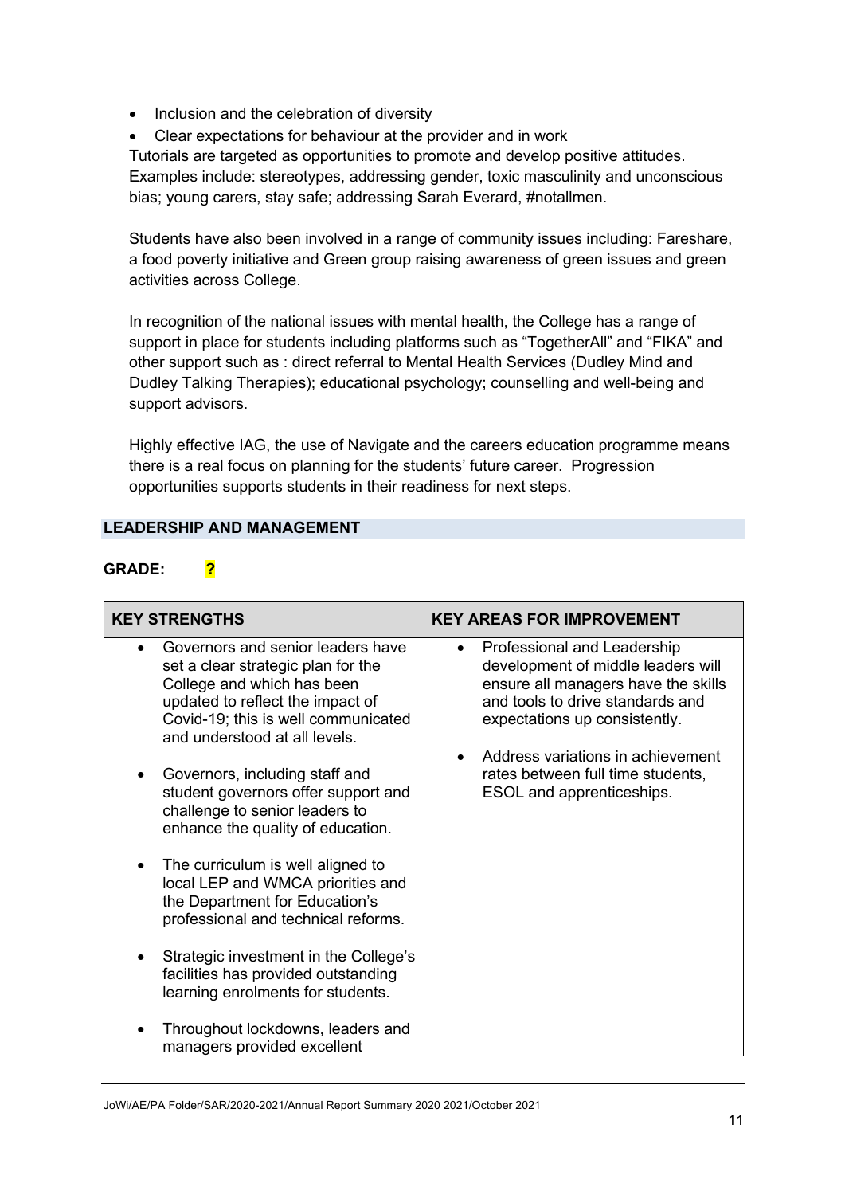- Inclusion and the celebration of diversity
- Clear expectations for behaviour at the provider and in work

Tutorials are targeted as opportunities to promote and develop positive attitudes. Examples include: stereotypes, addressing gender, toxic masculinity and unconscious bias; young carers, stay safe; addressing Sarah Everard, #notallmen.

Students have also been involved in a range of community issues including: Fareshare, a food poverty initiative and Green group raising awareness of green issues and green activities across College.

In recognition of the national issues with mental health, the College has a range of support in place for students including platforms such as "TogetherAll" and "FIKA" and other support such as : direct referral to Mental Health Services (Dudley Mind and Dudley Talking Therapies); educational psychology; counselling and well-being and support advisors.

Highly effective IAG, the use of Navigate and the careers education programme means there is a real focus on planning for the students' future career. Progression opportunities supports students in their readiness for next steps.

## LEADERSHIP AND MANAGEMENT

**GRADE:** **?**

| KEY STRENGTHS | KEY AREAS FOR IMPROVEMENT |
|---|---|
| • Governors and senior leaders have set a clear strategic plan for the College and which has been updated to reflect the impact of Covid-19; this is well communicated and understood at all levels.<br><br>• Governors, including staff and student governors offer support and challenge to senior leaders to enhance the quality of education.<br><br>• The curriculum is well aligned to local LEP and WMCA priorities and the Department for Education's professional and technical reforms.<br><br>• Strategic investment in the College's facilities has provided outstanding learning enrolments for students.<br><br>• Throughout lockdowns, leaders and managers provided excellent | • Professional and Leadership development of middle leaders will ensure all managers have the skills and tools to drive standards and expectations up consistently.<br><br>• Address variations in achievement rates between full time students, ESOL and apprenticeships. |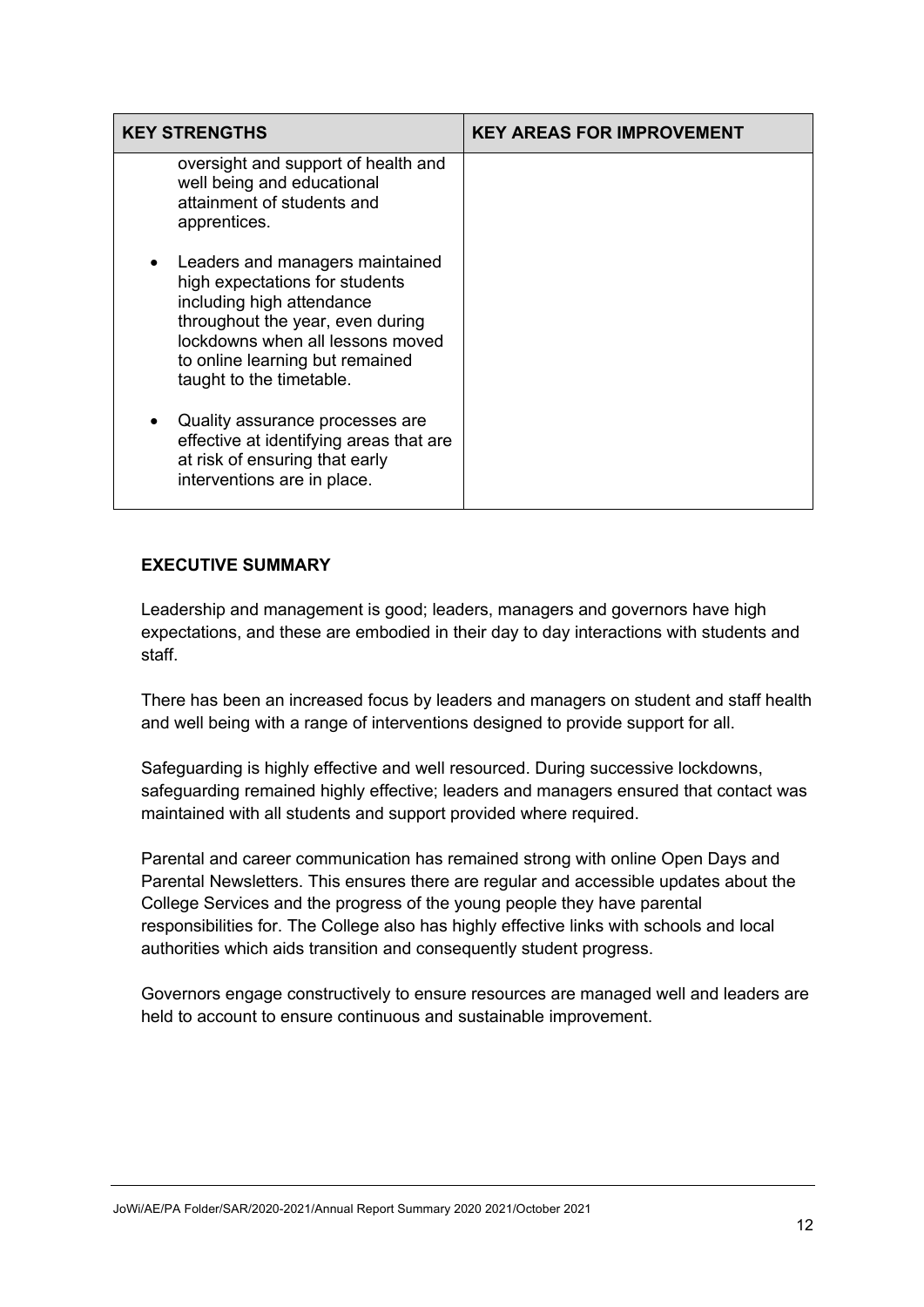| KEY STRENGTHS | KEY AREAS FOR IMPROVEMENT |
| --- | --- |
| oversight and support of health and well being and educational attainment of students and apprentices.<br><br>• Leaders and managers maintained high expectations for students including high attendance throughout the year, even during lockdowns when all lessons moved to online learning but remained taught to the timetable.<br><br>• Quality assurance processes are effective at identifying areas that are at risk of ensuring that early interventions are in place. | |

**EXECUTIVE SUMMARY**

Leadership and management is good; leaders, managers and governors have high expectations, and these are embodied in their day to day interactions with students and staff.

There has been an increased focus by leaders and managers on student and staff health and well being with a range of interventions designed to provide support for all.

Safeguarding is highly effective and well resourced. During successive lockdowns, safeguarding remained highly effective; leaders and managers ensured that contact was maintained with all students and support provided where required.

Parental and career communication has remained strong with online Open Days and Parental Newsletters. This ensures there are regular and accessible updates about the College Services and the progress of the young people they have parental responsibilities for. The College also has highly effective links with schools and local authorities which aids transition and consequently student progress.

Governors engage constructively to ensure resources are managed well and leaders are held to account to ensure continuous and sustainable improvement.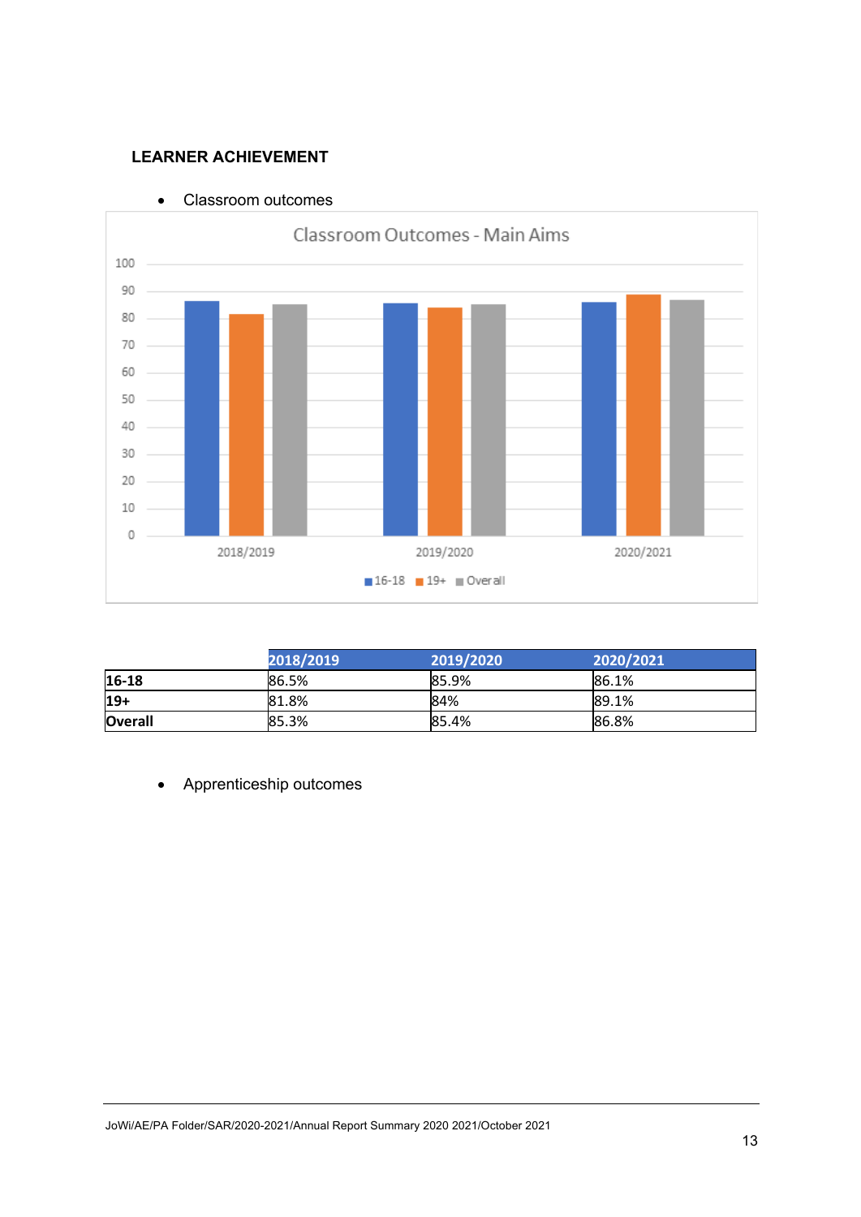## LEARNER ACHIEVEMENT

- Classroom outcomes

| | 2018/2019 | 2019/2020 | 2020/2021 |
|---|---|---|---|
| **16-18** | 86.5% | 85.9% | 86.1% |
| **19+** | 81.8% | 84% | 89.1% |
| **Overall** | 85.3% | 85.4% | 86.8% |

- Apprenticeship outcomes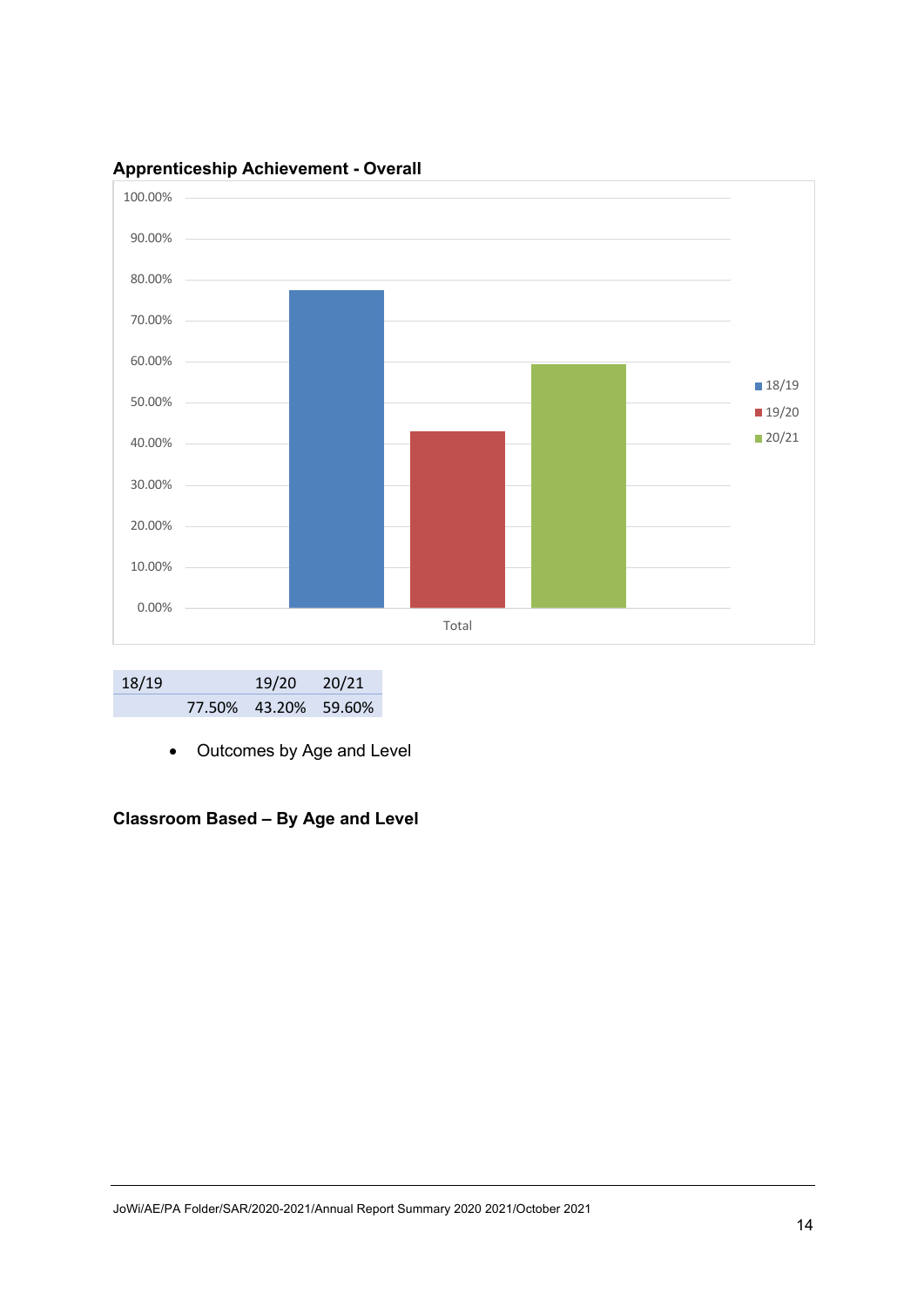**Apprenticeship Achievement - Overall**

| 18/19 | 19/20 | 20/21 |
|---|---|---|
| 77.50% | 43.20% | 59.60% |

- Outcomes by Age and Level

**Classroom Based – By Age and Level**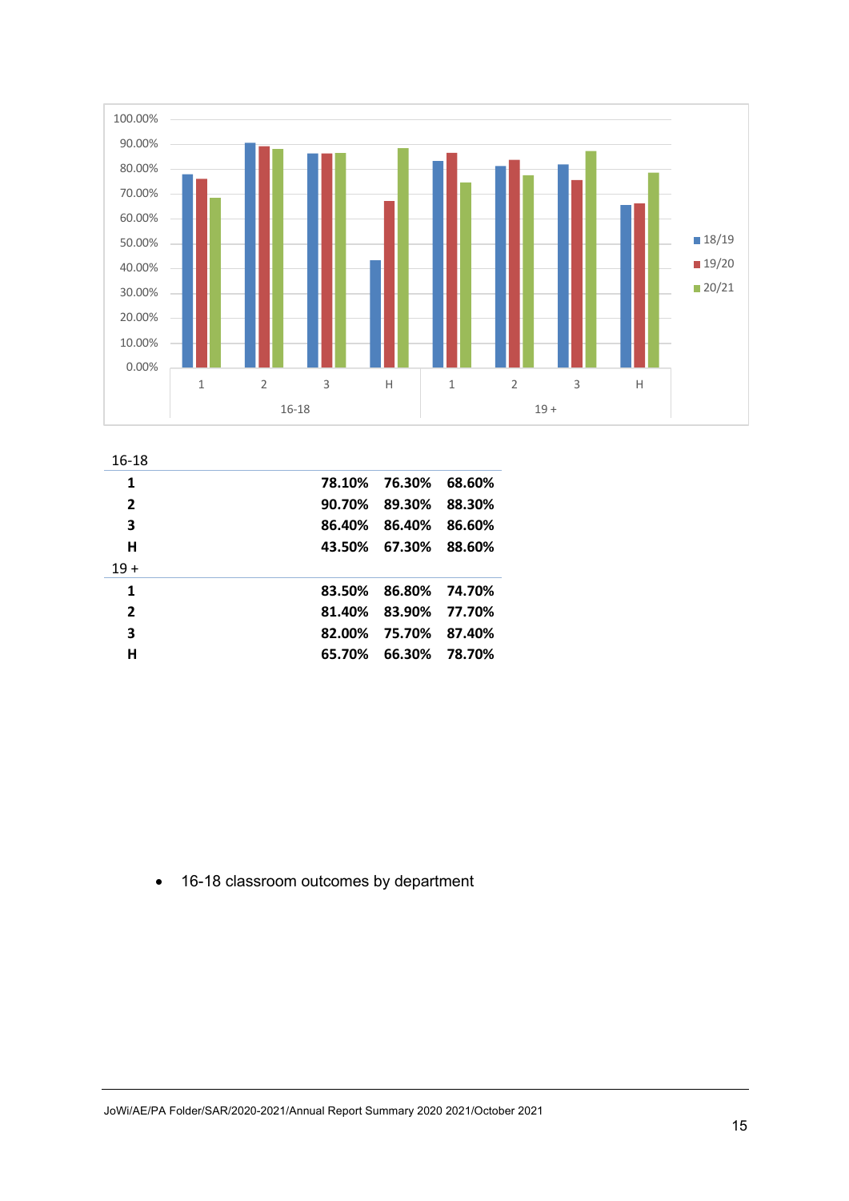| | 18/19 | 19/20 | 20/21 |
|---|---|---|---|
| **16-18** | | | |
| **1** | **78.10%** | **76.30%** | **68.60%** |
| **2** | **90.70%** | **89.30%** | **88.30%** |
| **3** | **86.40%** | **86.40%** | **86.60%** |
| **H** | **43.50%** | **67.30%** | **88.60%** |
| **19 +** | | | |
| **1** | **83.50%** | **86.80%** | **74.70%** |
| **2** | **81.40%** | **83.90%** | **77.70%** |
| **3** | **82.00%** | **75.70%** | **87.40%** |
| **H** | **65.70%** | **66.30%** | **78.70%** |

- 16-18 classroom outcomes by department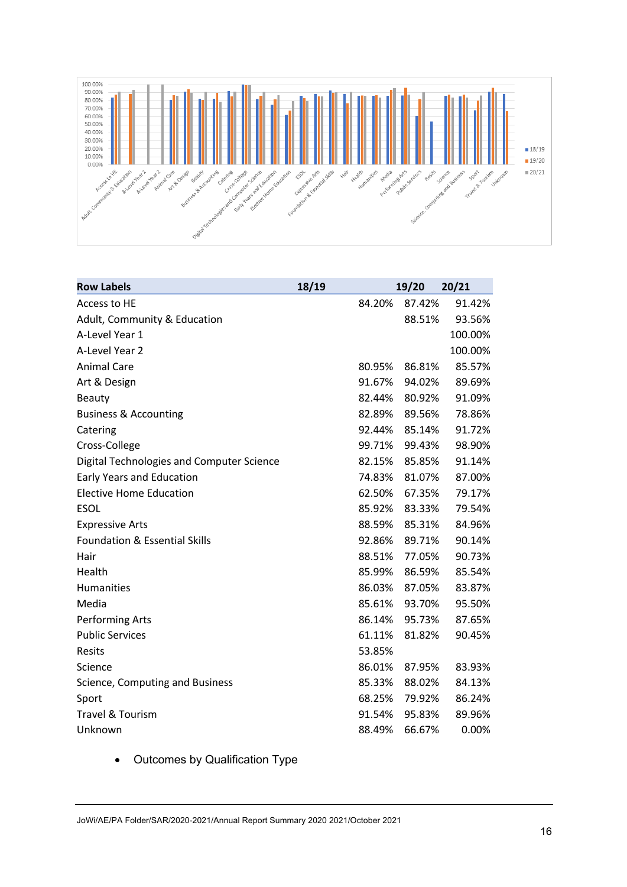| Row Labels | 18/19 | 19/20 | 20/21 |
|---|---|---|---|
| Access to HE | 84.20% | 87.42% | 91.42% |
| Adult, Community & Education | | 88.51% | 93.56% |
| A-Level Year 1 | | | 100.00% |
| A-Level Year 2 | | | 100.00% |
| Animal Care | 80.95% | 86.81% | 85.57% |
| Art & Design | 91.67% | 94.02% | 89.69% |
| Beauty | 82.44% | 80.92% | 91.09% |
| Business & Accounting | 82.89% | 89.56% | 78.86% |
| Catering | 92.44% | 85.14% | 91.72% |
| Cross-College | 99.71% | 99.43% | 98.90% |
| Digital Technologies and Computer Science | 82.15% | 85.85% | 91.14% |
| Early Years and Education | 74.83% | 81.07% | 87.00% |
| Elective Home Education | 62.50% | 67.35% | 79.17% |
| ESOL | 85.92% | 83.33% | 79.54% |
| Expressive Arts | 88.59% | 85.31% | 84.96% |
| Foundation & Essential Skills | 92.86% | 89.71% | 90.14% |
| Hair | 88.51% | 77.05% | 90.73% |
| Health | 85.99% | 86.59% | 85.54% |
| Humanities | 86.03% | 87.05% | 83.87% |
| Media | 85.61% | 93.70% | 95.50% |
| Performing Arts | 86.14% | 95.73% | 87.65% |
| Public Services | 61.11% | 81.82% | 90.45% |
| Resits | 53.85% | | |
| Science | 86.01% | 87.95% | 83.93% |
| Science, Computing and Business | 85.33% | 88.02% | 84.13% |
| Sport | 68.25% | 79.92% | 86.24% |
| Travel & Tourism | 91.54% | 95.83% | 89.96% |
| Unknown | 88.49% | 66.67% | 0.00% |

- Outcomes by Qualification Type

JoWi/AE/PA Folder/SAR/2020-2021/Annual Report Summary 2020 2021/October 2021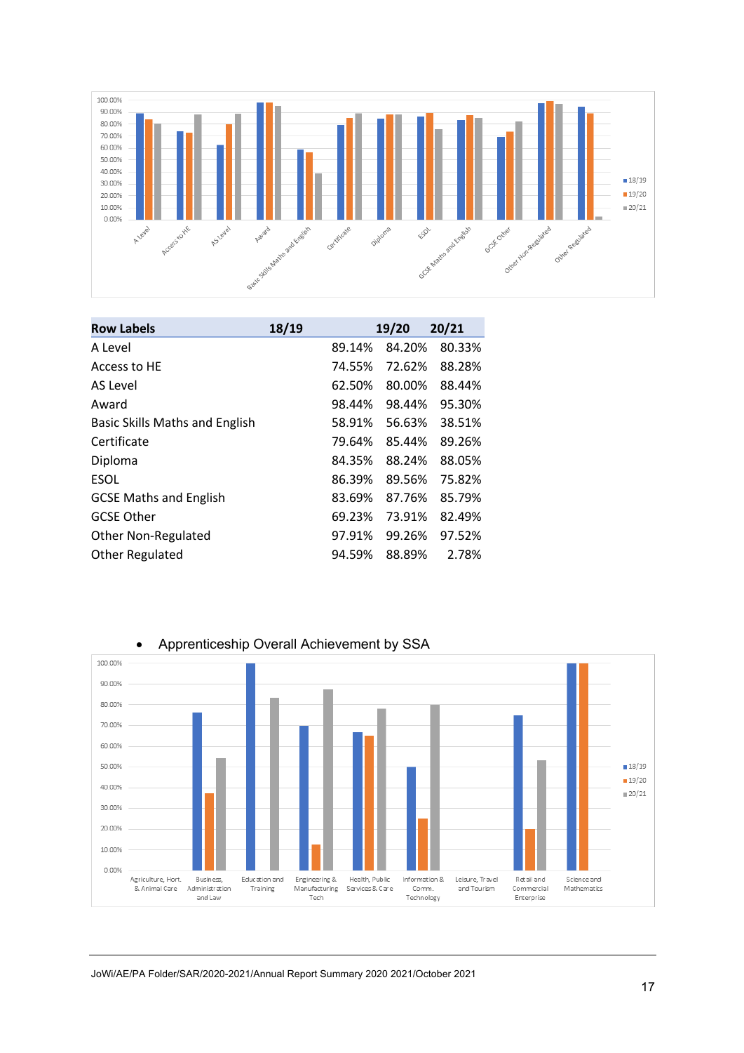| Row Labels | 18/19 | 19/20 | 20/21 |
|---|---|---|---|
| A Level | 89.14% | 84.20% | 80.33% |
| Access to HE | 74.55% | 72.62% | 88.28% |
| AS Level | 62.50% | 80.00% | 88.44% |
| Award | 98.44% | 98.44% | 95.30% |
| Basic Skills Maths and English | 58.91% | 56.63% | 38.51% |
| Certificate | 79.64% | 85.44% | 89.26% |
| Diploma | 84.35% | 88.24% | 88.05% |
| ESOL | 86.39% | 89.56% | 75.82% |
| GCSE Maths and English | 83.69% | 87.76% | 85.79% |
| GCSE Other | 69.23% | 73.91% | 82.49% |
| Other Non-Regulated | 97.91% | 99.26% | 97.52% |
| Other Regulated | 94.59% | 88.89% | 2.78% |

- Apprenticeship Overall Achievement by SSA

JoWi/AE/PA Folder/SAR/2020-2021/Annual Report Summary 2020 2021/October 2021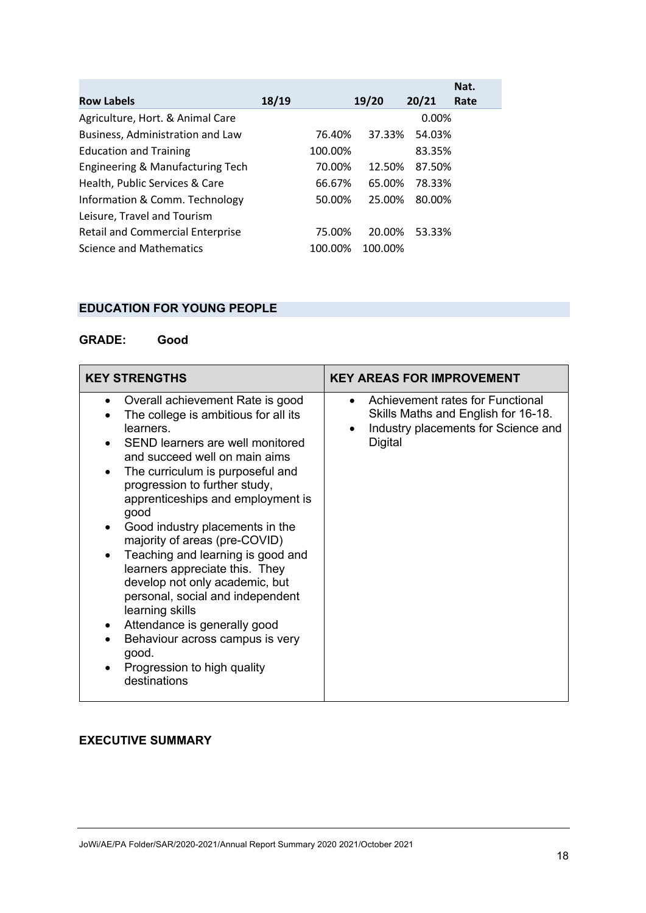| Row Labels | 18/19 | 19/20 | 20/21 | Nat. Rate |
|---|---|---|---|---|
| Agriculture, Hort. & Animal Care | | | 0.00% | |
| Business, Administration and Law | 76.40% | 37.33% | 54.03% | |
| Education and Training | 100.00% | | 83.35% | |
| Engineering & Manufacturing Tech | 70.00% | 12.50% | 87.50% | |
| Health, Public Services & Care | 66.67% | 65.00% | 78.33% | |
| Information & Comm. Technology | 50.00% | 25.00% | 80.00% | |
| Leisure, Travel and Tourism | | | | |
| Retail and Commercial Enterprise | 75.00% | 20.00% | 53.33% | |
| Science and Mathematics | 100.00% | 100.00% | | |

## EDUCATION FOR YOUNG PEOPLE

**GRADE: Good**

| KEY STRENGTHS | KEY AREAS FOR IMPROVEMENT |
|---|---|
| • Overall achievement Rate is good<br>• The college is ambitious for all its learners.<br>• SEND learners are well monitored and succeed well on main aims<br>• The curriculum is purposeful and progression to further study, apprenticeships and employment is good<br>• Good industry placements in the majority of areas (pre-COVID)<br>• Teaching and learning is good and learners appreciate this. They develop not only academic, but personal, social and independent learning skills<br>• Attendance is generally good<br>• Behaviour across campus is very good.<br>• Progression to high quality destinations | • Achievement rates for Functional Skills Maths and English for 16-18.<br>• Industry placements for Science and Digital |

**EXECUTIVE SUMMARY**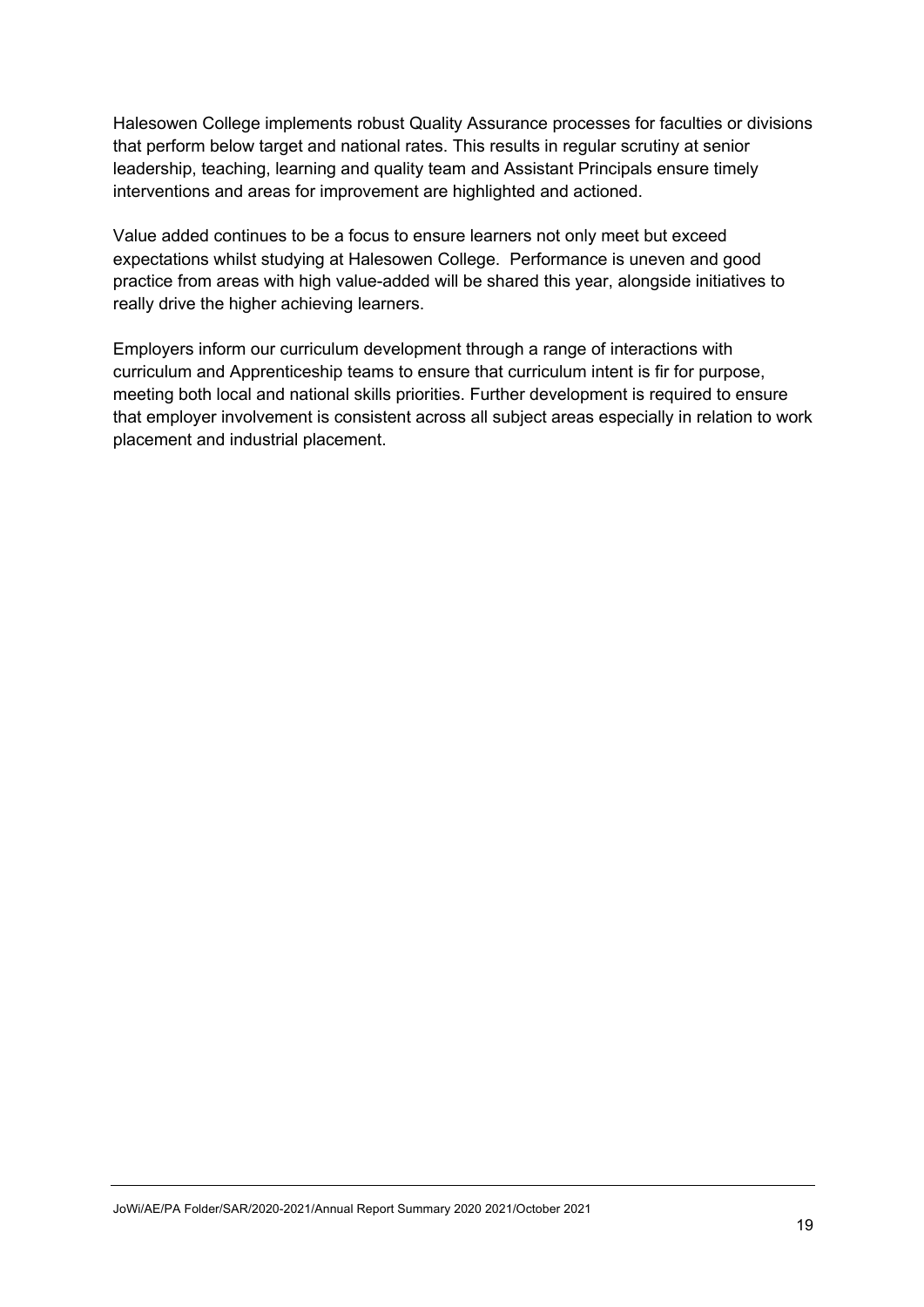Halesowen College implements robust Quality Assurance processes for faculties or divisions that perform below target and national rates. This results in regular scrutiny at senior leadership, teaching, learning and quality team and Assistant Principals ensure timely interventions and areas for improvement are highlighted and actioned.

Value added continues to be a focus to ensure learners not only meet but exceed expectations whilst studying at Halesowen College.  Performance is uneven and good practice from areas with high value-added will be shared this year, alongside initiatives to really drive the higher achieving learners.

Employers inform our curriculum development through a range of interactions with curriculum and Apprenticeship teams to ensure that curriculum intent is fir for purpose, meeting both local and national skills priorities. Further development is required to ensure that employer involvement is consistent across all subject areas especially in relation to work placement and industrial placement.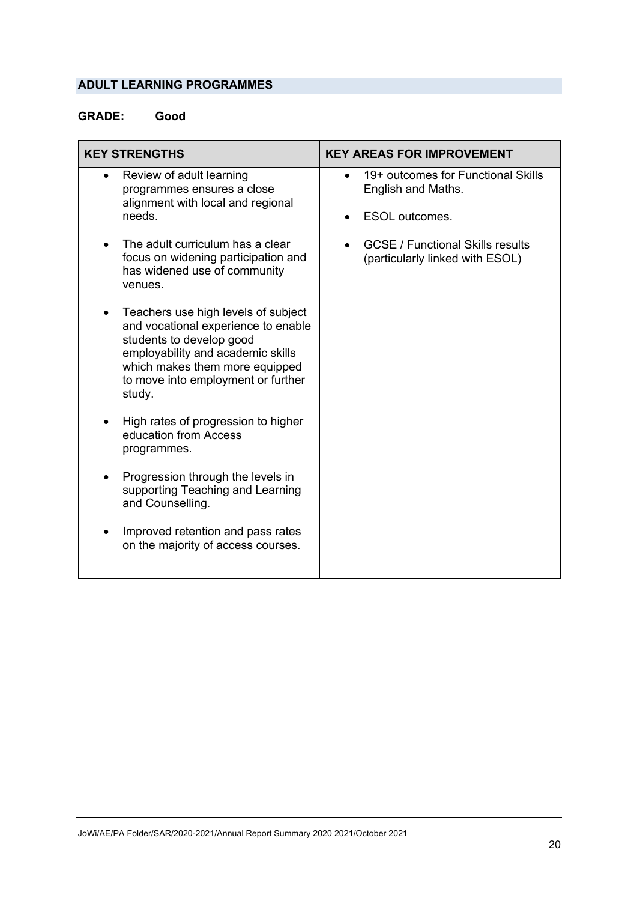## ADULT LEARNING PROGRAMMES

**GRADE: Good**

| KEY STRENGTHS | KEY AREAS FOR IMPROVEMENT |
|---|---|
| • Review of adult learning programmes ensures a close alignment with local and regional needs.<br><br>• The adult curriculum has a clear focus on widening participation and has widened use of community venues.<br><br>• Teachers use high levels of subject and vocational experience to enable students to develop good employability and academic skills which makes them more equipped to move into employment or further study.<br><br>• High rates of progression to higher education from Access programmes.<br><br>• Progression through the levels in supporting Teaching and Learning and Counselling.<br><br>• Improved retention and pass rates on the majority of access courses. | • 19+ outcomes for Functional Skills English and Maths.<br><br>• ESOL outcomes.<br><br>• GCSE / Functional Skills results (particularly linked with ESOL) |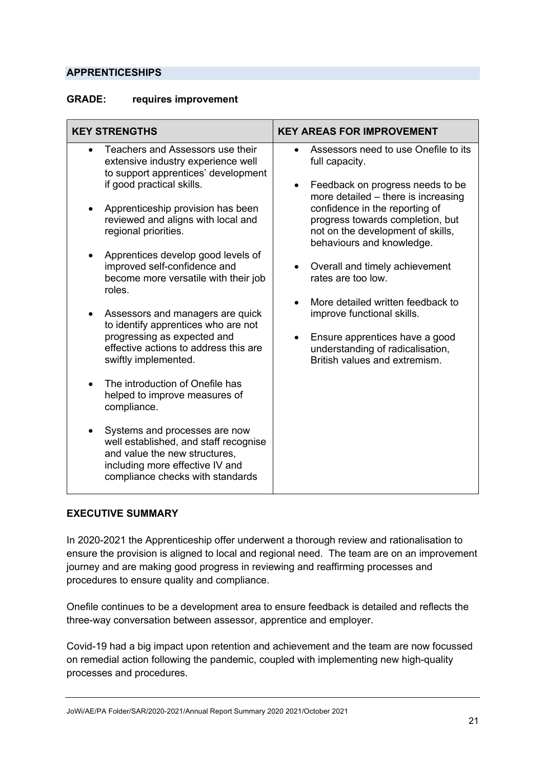## APPRENTICESHIPS

**GRADE: requires improvement**

| KEY STRENGTHS | KEY AREAS FOR IMPROVEMENT |
|---|---|
| • Teachers and Assessors use their extensive industry experience well to support apprentices' development if good practical skills.<br><br>• Apprenticeship provision has been reviewed and aligns with local and regional priorities.<br><br>• Apprentices develop good levels of improved self-confidence and become more versatile with their job roles.<br><br>• Assessors and managers are quick to identify apprentices who are not progressing as expected and effective actions to address this are swiftly implemented.<br><br>• The introduction of Onefile has helped to improve measures of compliance.<br><br>• Systems and processes are now well established, and staff recognise and value the new structures, including more effective IV and compliance checks with standards | • Assessors need to use Onefile to its full capacity.<br><br>• Feedback on progress needs to be more detailed – there is increasing confidence in the reporting of progress towards completion, but not on the development of skills, behaviours and knowledge.<br><br>• Overall and timely achievement rates are too low.<br><br>• More detailed written feedback to improve functional skills.<br><br>• Ensure apprentices have a good understanding of radicalisation, British values and extremism. |

### EXECUTIVE SUMMARY

In 2020-2021 the Apprenticeship offer underwent a thorough review and rationalisation to ensure the provision is aligned to local and regional need. The team are on an improvement journey and are making good progress in reviewing and reaffirming processes and procedures to ensure quality and compliance.

Onefile continues to be a development area to ensure feedback is detailed and reflects the three-way conversation between assessor, apprentice and employer.

Covid-19 had a big impact upon retention and achievement and the team are now focussed on remedial action following the pandemic, coupled with implementing new high-quality processes and procedures.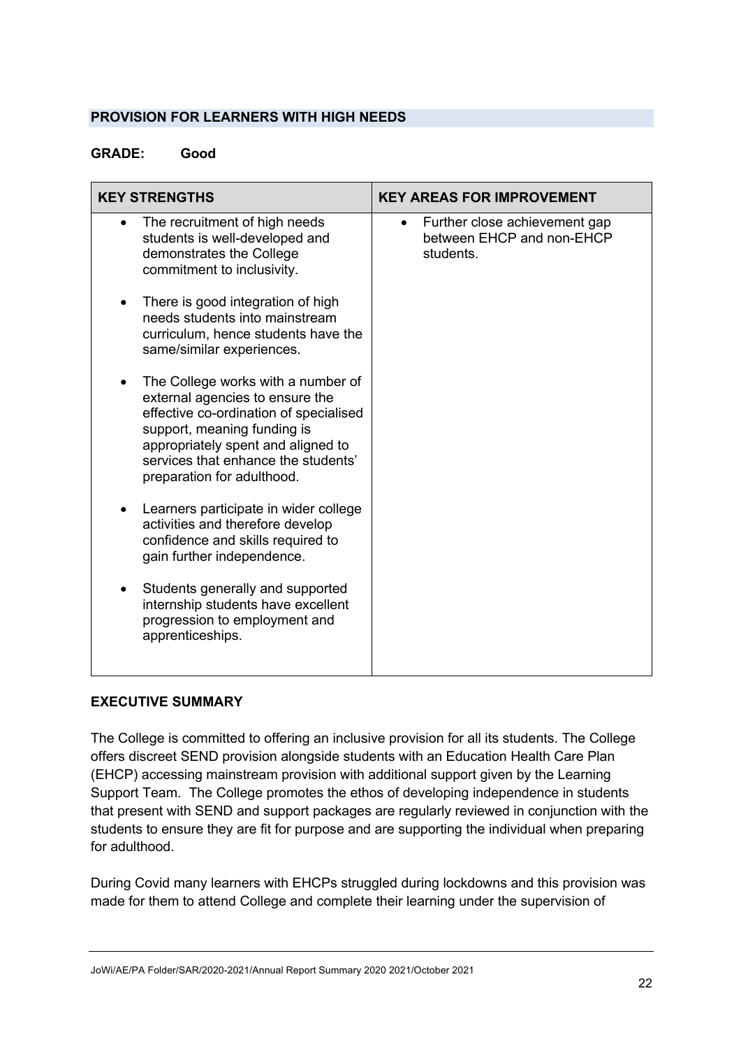## PROVISION FOR LEARNERS WITH HIGH NEEDS

**GRADE: Good**

| KEY STRENGTHS | KEY AREAS FOR IMPROVEMENT |
|---|---|
| • The recruitment of high needs students is well-developed and demonstrates the College commitment to inclusivity.<br><br>• There is good integration of high needs students into mainstream curriculum, hence students have the same/similar experiences.<br><br>• The College works with a number of external agencies to ensure the effective co-ordination of specialised support, meaning funding is appropriately spent and aligned to services that enhance the students' preparation for adulthood.<br><br>• Learners participate in wider college activities and therefore develop confidence and skills required to gain further independence.<br><br>• Students generally and supported internship students have excellent progression to employment and apprenticeships. | • Further close achievement gap between EHCP and non-EHCP students. |

**EXECUTIVE SUMMARY**

The College is committed to offering an inclusive provision for all its students. The College offers discreet SEND provision alongside students with an Education Health Care Plan (EHCP) accessing mainstream provision with additional support given by the Learning Support Team. The College promotes the ethos of developing independence in students that present with SEND and support packages are regularly reviewed in conjunction with the students to ensure they are fit for purpose and are supporting the individual when preparing for adulthood.

During Covid many learners with EHCPs struggled during lockdowns and this provision was made for them to attend College and complete their learning under the supervision of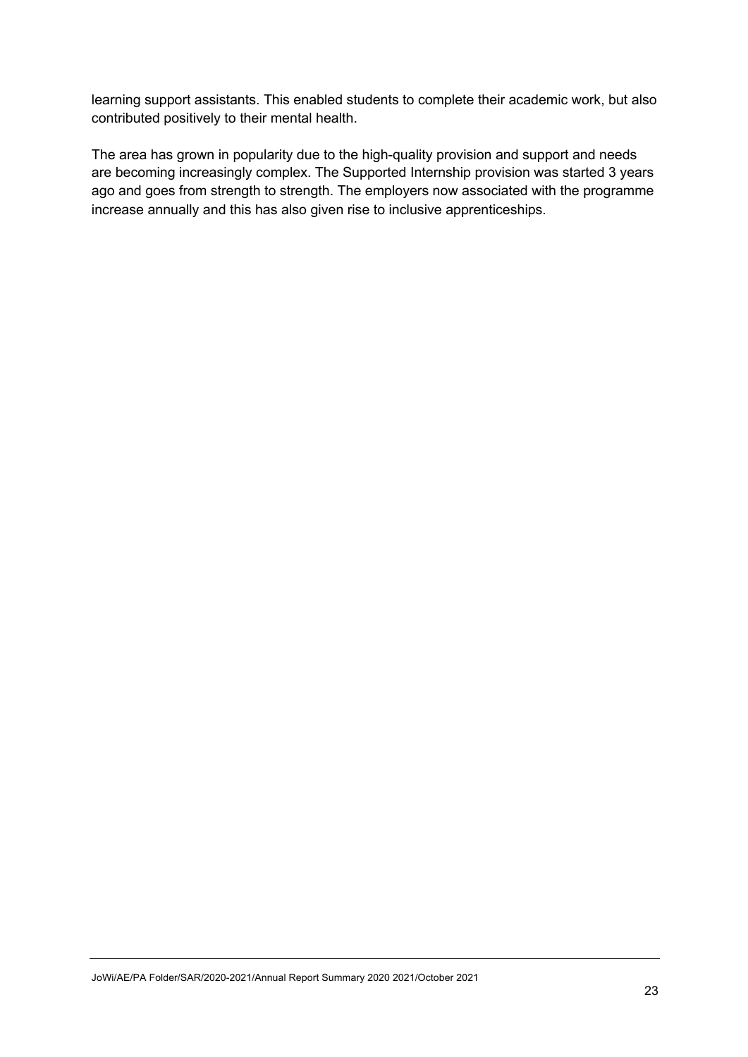learning support assistants. This enabled students to complete their academic work, but also contributed positively to their mental health.

The area has grown in popularity due to the high-quality provision and support and needs are becoming increasingly complex. The Supported Internship provision was started 3 years ago and goes from strength to strength. The employers now associated with the programme increase annually and this has also given rise to inclusive apprenticeships.